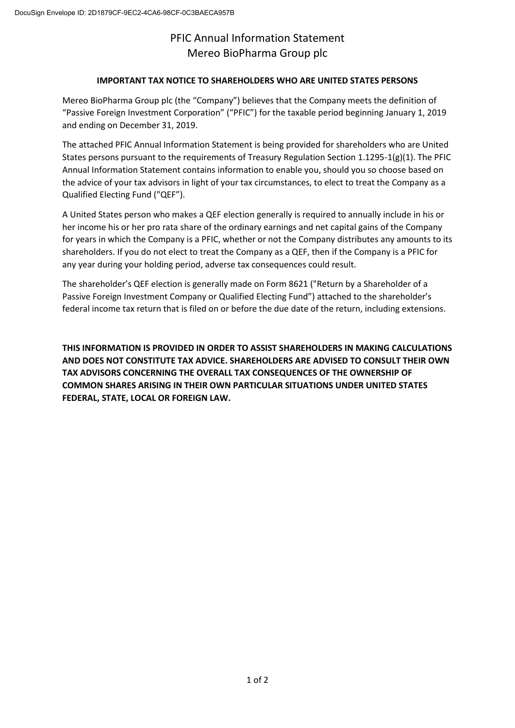# PFIC Annual Information Statement
# Mereo BioPharma Group plc

**IMPORTANT TAX NOTICE TO SHAREHOLDERS WHO ARE UNITED STATES PERSONS**

Mereo BioPharma Group plc (the "Company") believes that the Company meets the definition of "Passive Foreign Investment Corporation" ("PFIC") for the taxable period beginning January 1, 2019 and ending on December 31, 2019.

The attached PFIC Annual Information Statement is being provided for shareholders who are United States persons pursuant to the requirements of Treasury Regulation Section 1.1295-1(g)(1). The PFIC Annual Information Statement contains information to enable you, should you so choose based on the advice of your tax advisors in light of your tax circumstances, to elect to treat the Company as a Qualified Electing Fund ("QEF").

A United States person who makes a QEF election generally is required to annually include in his or her income his or her pro rata share of the ordinary earnings and net capital gains of the Company for years in which the Company is a PFIC, whether or not the Company distributes any amounts to its shareholders. If you do not elect to treat the Company as a QEF, then if the Company is a PFIC for any year during your holding period, adverse tax consequences could result.

The shareholder's QEF election is generally made on Form 8621 ("Return by a Shareholder of a Passive Foreign Investment Company or Qualified Electing Fund") attached to the shareholder's federal income tax return that is filed on or before the due date of the return, including extensions.

**THIS INFORMATION IS PROVIDED IN ORDER TO ASSIST SHAREHOLDERS IN MAKING CALCULATIONS AND DOES NOT CONSTITUTE TAX ADVICE. SHAREHOLDERS ARE ADVISED TO CONSULT THEIR OWN TAX ADVISORS CONCERNING THE OVERALL TAX CONSEQUENCES OF THE OWNERSHIP OF COMMON SHARES ARISING IN THEIR OWN PARTICULAR SITUATIONS UNDER UNITED STATES FEDERAL, STATE, LOCAL OR FOREIGN LAW.**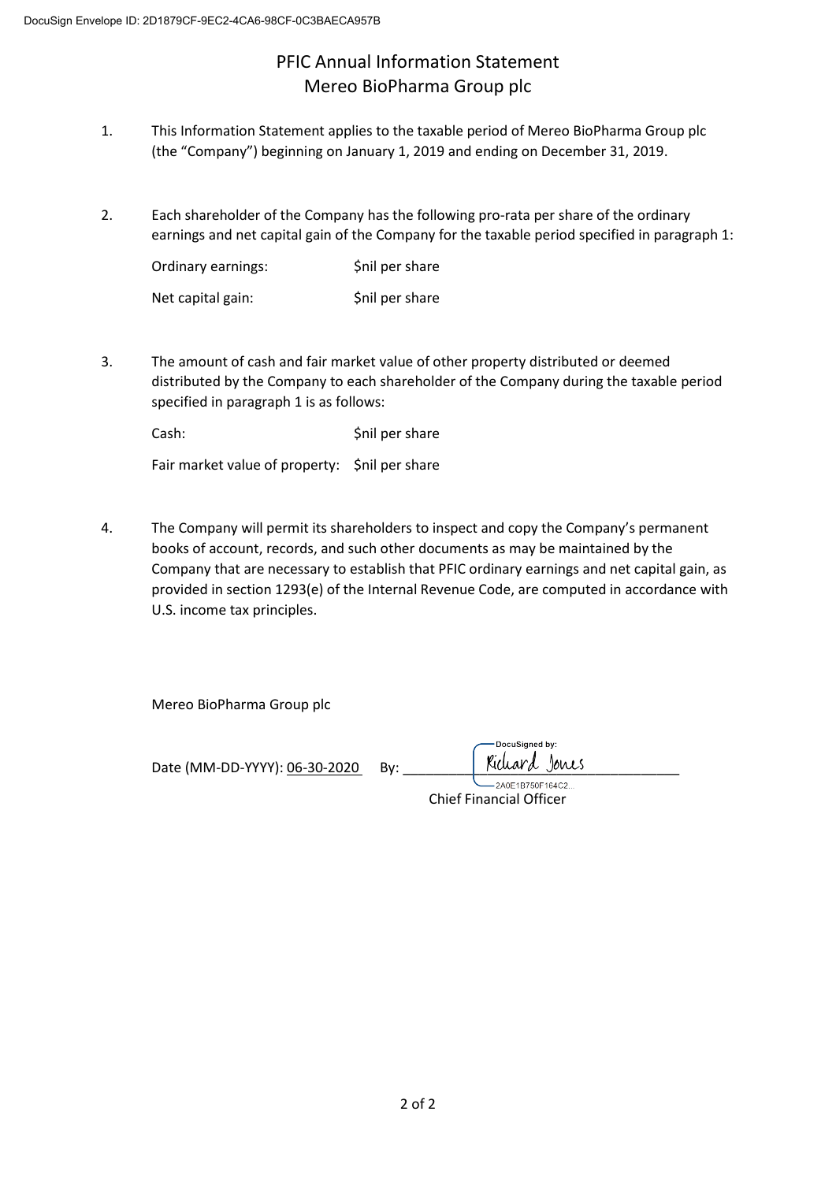DocuSign Envelope ID: 2D1879CF-9EC2-4CA6-98CF-0C3BAECA957B

# PFIC Annual Information Statement
## Mereo BioPharma Group plc

1. This Information Statement applies to the taxable period of Mereo BioPharma Group plc (the "Company") beginning on January 1, 2019 and ending on December 31, 2019.

2. Each shareholder of the Company has the following pro-rata per share of the ordinary earnings and net capital gain of the Company for the taxable period specified in paragraph 1:

   | | |
   |---|---|
   | Ordinary earnings: | $nil per share |
   | Net capital gain: | $nil per share |

3. The amount of cash and fair market value of other property distributed or deemed distributed by the Company to each shareholder of the Company during the taxable period specified in paragraph 1 is as follows:

   | | |
   |---|---|
   | Cash: | $nil per share |
   | Fair market value of property: | $nil per share |

4. The Company will permit its shareholders to inspect and copy the Company's permanent books of account, records, and such other documents as may be maintained by the Company that are necessary to establish that PFIC ordinary earnings and net capital gain, as provided in section 1293(e) of the Internal Revenue Code, are computed in accordance with U.S. income tax principles.

Mereo BioPharma Group plc

Date (MM-DD-YYYY): 06-30-2020 By: DocuSigned by: Richard Jones 2A0E1B750F164C2...

Chief Financial Officer